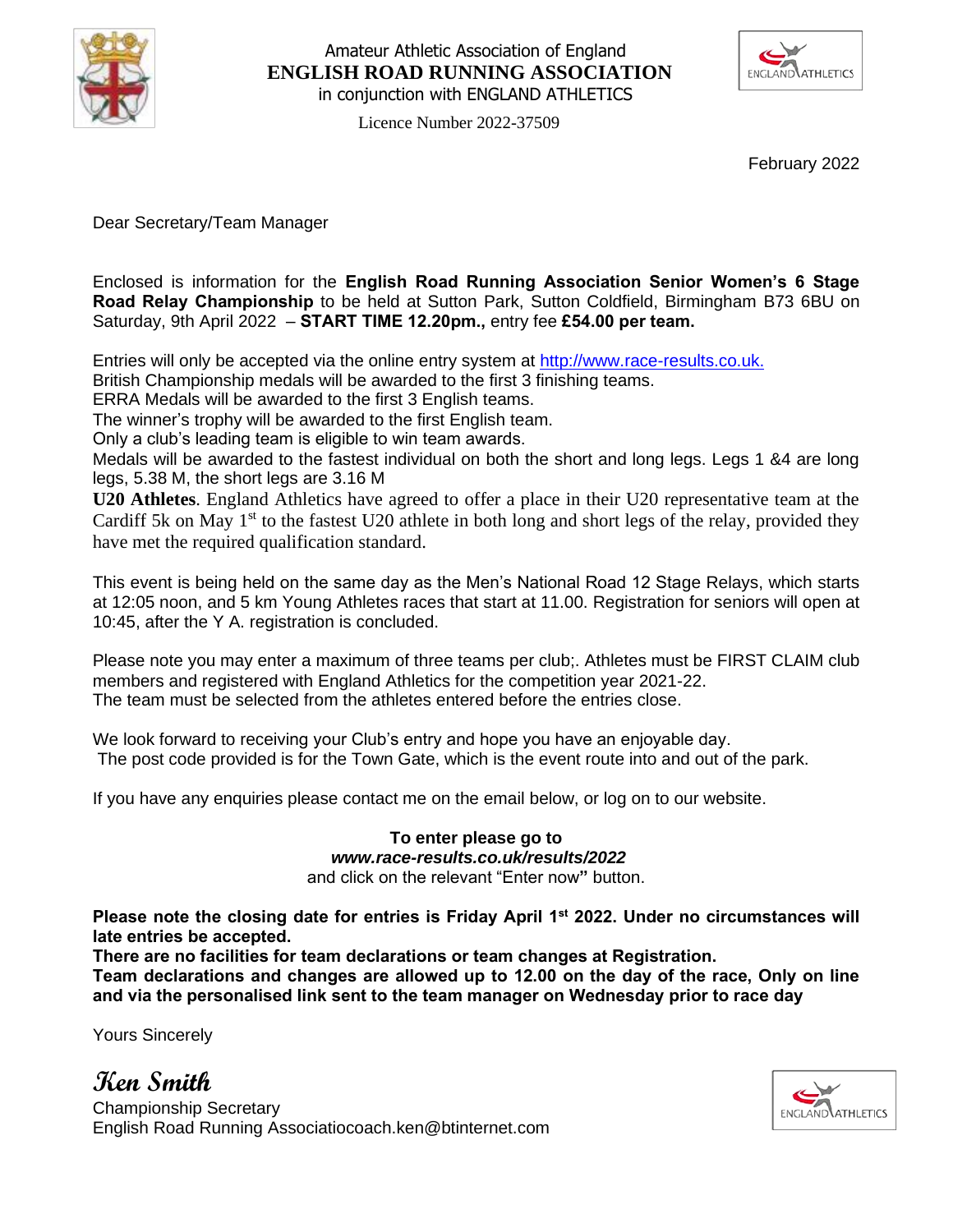Amateur Athletic Association of England

**ENGLISH ROAD RUNNING ASSOCIATION**

in conjunction with ENGLAND ATHLETICS

Licence Number 2022-37509

February 2022

Dear Secretary/Team Manager

Enclosed is information for the **English Road Running Association Senior Women's 6 Stage Road Relay Championship** to be held at Sutton Park, Sutton Coldfield, Birmingham B73 6BU on Saturday, 9th April 2022 – **START TIME 12.20pm.,** entry fee **£54.00 per team.**

Entries will only be accepted via the online entry system at http://www.race-results.co.uk.
British Championship medals will be awarded to the first 3 finishing teams.
ERRA Medals will be awarded to the first 3 English teams.
The winner's trophy will be awarded to the first English team.
Only a club's leading team is eligible to win team awards.
Medals will be awarded to the fastest individual on both the short and long legs. Legs 1 &4 are long legs, 5.38 M, the short legs are 3.16 M
**U20 Athletes**. England Athletics have agreed to offer a place in their U20 representative team at the Cardiff 5k on May 1st to the fastest U20 athlete in both long and short legs of the relay, provided they have met the required qualification standard.

This event is being held on the same day as the Men's National Road 12 Stage Relays, which starts at 12:05 noon, and 5 km Young Athletes races that start at 11.00. Registration for seniors will open at 10:45, after the Y A. registration is concluded.

Please note you may enter a maximum of three teams per club;. Athletes must be FIRST CLAIM club members and registered with England Athletics for the competition year 2021-22.
The team must be selected from the athletes entered before the entries close.

We look forward to receiving your Club's entry and hope you have an enjoyable day.
The post code provided is for the Town Gate, which is the event route into and out of the park.

If you have any enquiries please contact me on the email below, or log on to our website.

**To enter please go to**
***www.race-results.co.uk/results/2022***
and click on the relevant "Enter now**"** button.

**Please note the closing date for entries is Friday April 1st 2022. Under no circumstances will late entries be accepted.**
**There are no facilities for team declarations or team changes at Registration.**
**Team declarations and changes are allowed up to 12.00 on the day of the race, Only on line and via the personalised link sent to the team manager on Wednesday prior to race day**

Yours Sincerely

***Ken Smith***
Championship Secretary
English Road Running Associatiocoach.ken@btinternet.com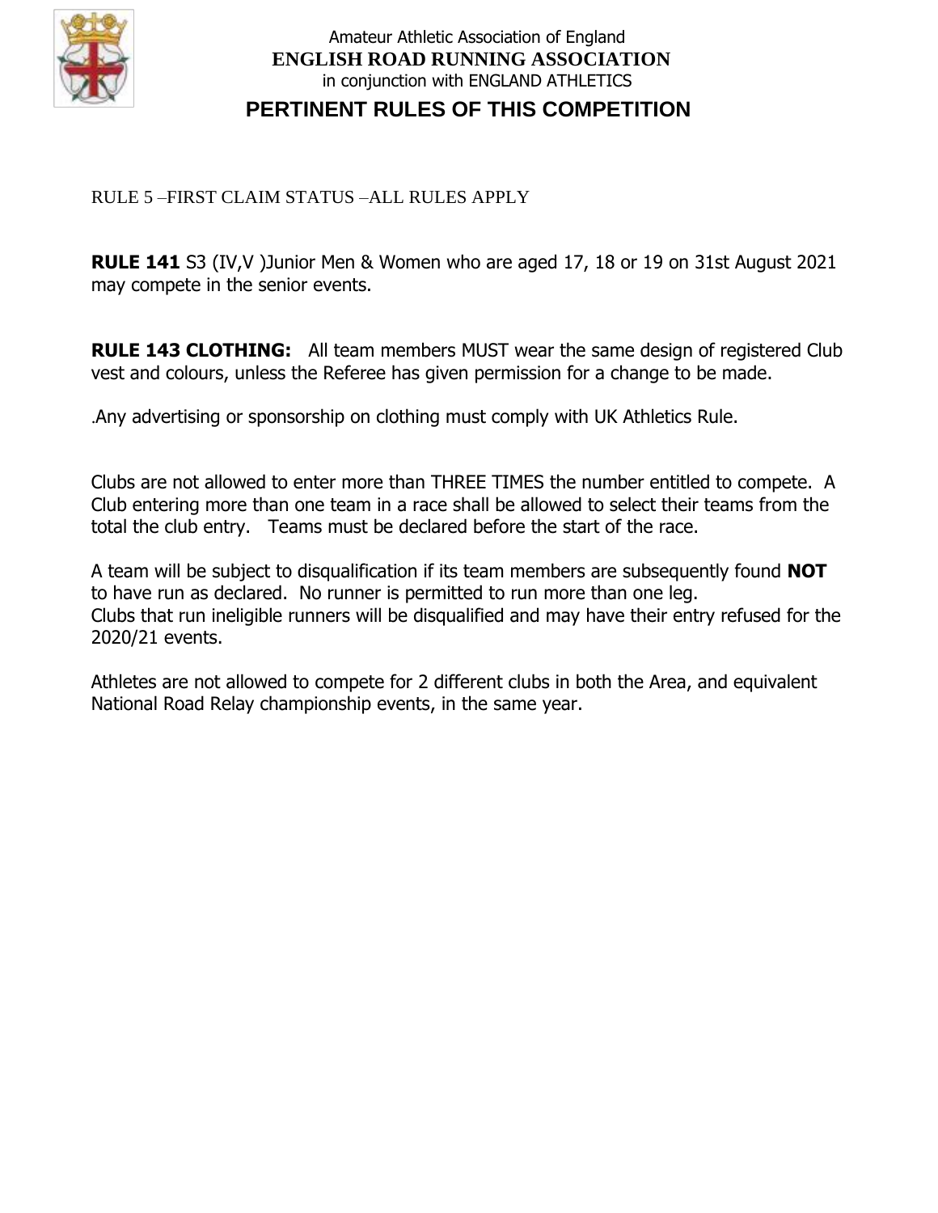Amateur Athletic Association of England
**ENGLISH ROAD RUNNING ASSOCIATION**
in conjunction with ENGLAND ATHLETICS

# PERTINENT RULES OF THIS COMPETITION

RULE 5 –FIRST CLAIM STATUS –ALL RULES APPLY

**RULE 141** S3 (IV,V )Junior Men & Women who are aged 17, 18 or 19 on 31st August 2021 may compete in the senior events.

**RULE 143 CLOTHING:** All team members MUST wear the same design of registered Club vest and colours, unless the Referee has given permission for a change to be made.

.Any advertising or sponsorship on clothing must comply with UK Athletics Rule.

Clubs are not allowed to enter more than THREE TIMES the number entitled to compete. A Club entering more than one team in a race shall be allowed to select their teams from the total the club entry. Teams must be declared before the start of the race.

A team will be subject to disqualification if its team members are subsequently found **NOT** to have run as declared. No runner is permitted to run more than one leg.
Clubs that run ineligible runners will be disqualified and may have their entry refused for the 2020/21 events.

Athletes are not allowed to compete for 2 different clubs in both the Area, and equivalent National Road Relay championship events, in the same year.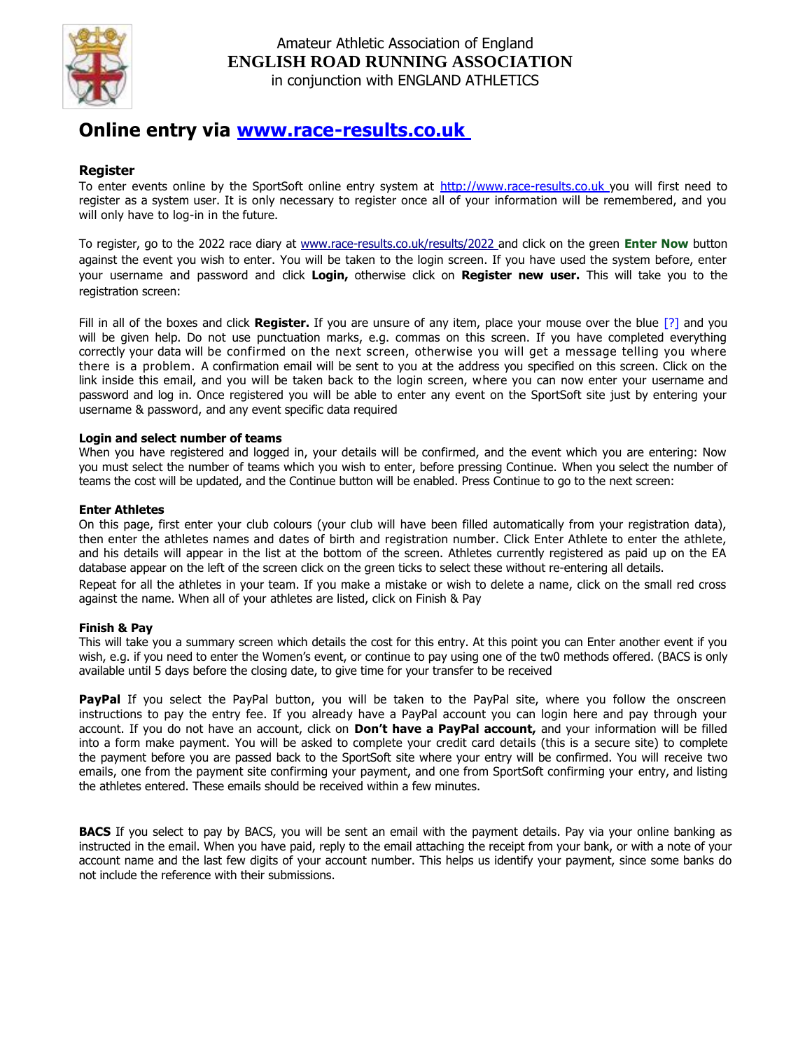Amateur Athletic Association of England
**ENGLISH ROAD RUNNING ASSOCIATION**
in conjunction with ENGLAND ATHLETICS

# Online entry via www.race-results.co.uk

### Register

To enter events online by the SportSoft online entry system at http://www.race-results.co.uk you will first need to register as a system user. It is only necessary to register once all of your information will be remembered, and you will only have to log-in in the future.

To register, go to the 2022 race diary at www.race-results.co.uk/results/2022 and click on the green **Enter Now** button against the event you wish to enter. You will be taken to the login screen. If you have used the system before, enter your username and password and click **Login,** otherwise click on **Register new user.** This will take you to the registration screen:

Fill in all of the boxes and click **Register.** If you are unsure of any item, place your mouse over the blue [?] and you will be given help. Do not use punctuation marks, e.g. commas on this screen. If you have completed everything correctly your data will be confirmed on the next screen, otherwise you will get a message telling you where there is a problem. A confirmation email will be sent to you at the address you specified on this screen. Click on the link inside this email, and you will be taken back to the login screen, where you can now enter your username and password and log in. Once registered you will be able to enter any event on the SportSoft site just by entering your username & password, and any event specific data required

**Login and select number of teams**

When you have registered and logged in, your details will be confirmed, and the event which you are entering: Now you must select the number of teams which you wish to enter, before pressing Continue. When you select the number of teams the cost will be updated, and the Continue button will be enabled. Press Continue to go to the next screen:

**Enter Athletes**

On this page, first enter your club colours (your club will have been filled automatically from your registration data), then enter the athletes names and dates of birth and registration number. Click Enter Athlete to enter the athlete, and his details will appear in the list at the bottom of the screen. Athletes currently registered as paid up on the EA database appear on the left of the screen click on the green ticks to select these without re-entering all details.

Repeat for all the athletes in your team. If you make a mistake or wish to delete a name, click on the small red cross against the name. When all of your athletes are listed, click on Finish & Pay

**Finish & Pay**

This will take you a summary screen which details the cost for this entry. At this point you can Enter another event if you wish, e.g. if you need to enter the Women's event, or continue to pay using one of the tw0 methods offered. (BACS is only available until 5 days before the closing date, to give time for your transfer to be received

**PayPal** If you select the PayPal button, you will be taken to the PayPal site, where you follow the onscreen instructions to pay the entry fee. If you already have a PayPal account you can login here and pay through your account. If you do not have an account, click on **Don't have a PayPal account,** and your information will be filled into a form make payment. You will be asked to complete your credit card details (this is a secure site) to complete the payment before you are passed back to the SportSoft site where your entry will be confirmed. You will receive two emails, one from the payment site confirming your payment, and one from SportSoft confirming your entry, and listing the athletes entered. These emails should be received within a few minutes.

**BACS** If you select to pay by BACS, you will be sent an email with the payment details. Pay via your online banking as instructed in the email. When you have paid, reply to the email attaching the receipt from your bank, or with a note of your account name and the last few digits of your account number. This helps us identify your payment, since some banks do not include the reference with their submissions.